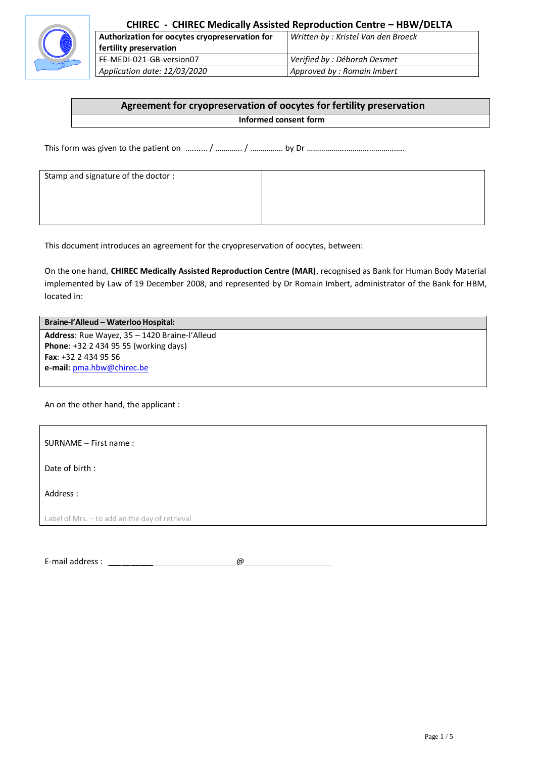| CHIREC - CHIREC Medically Assisted Reproduction Centre – HBW/DELTA | |
|---|---|
| **Authorization for oocytes cryopreservation for fertility preservation** | *Written by : Kristel Van den Broeck* |
| FE-MEDI-021-GB-version07 | *Verified by : Déborah Desmet* |
| *Application date: 12/03/2020* | *Approved by : Romain Imbert* |

## Agreement for cryopreservation of oocytes for fertility preservation

**Informed consent form**

This form was given to the patient on .......... / ............ / ................ by Dr ...............................................

| Stamp and signature of the doctor : | |
|---|---|

This document introduces an agreement for the cryopreservation of oocytes, between:

On the one hand, **CHIREC Medically Assisted Reproduction Centre (MAR)**, recognised as Bank for Human Body Material implemented by Law of 19 December 2008, and represented by Dr Romain Imbert, administrator of the Bank for HBM, located in:

| **Braine-l'Alleud – Waterloo Hospital:** |
|---|
| **Address**: Rue Wayez, 35 – 1420 Braine-l'Alleud<br>**Phone**: +32 2 434 95 55 (working days)<br>**Fax**: +32 2 434 95 56<br>**e-mail**: pma.hbw@chirec.be |

An on the other hand, the applicant :

SURNAME – First name :

Date of birth :

Address :

Label of Mrs. – to add an the day of retrieval

E-mail address : ____________________________@____________________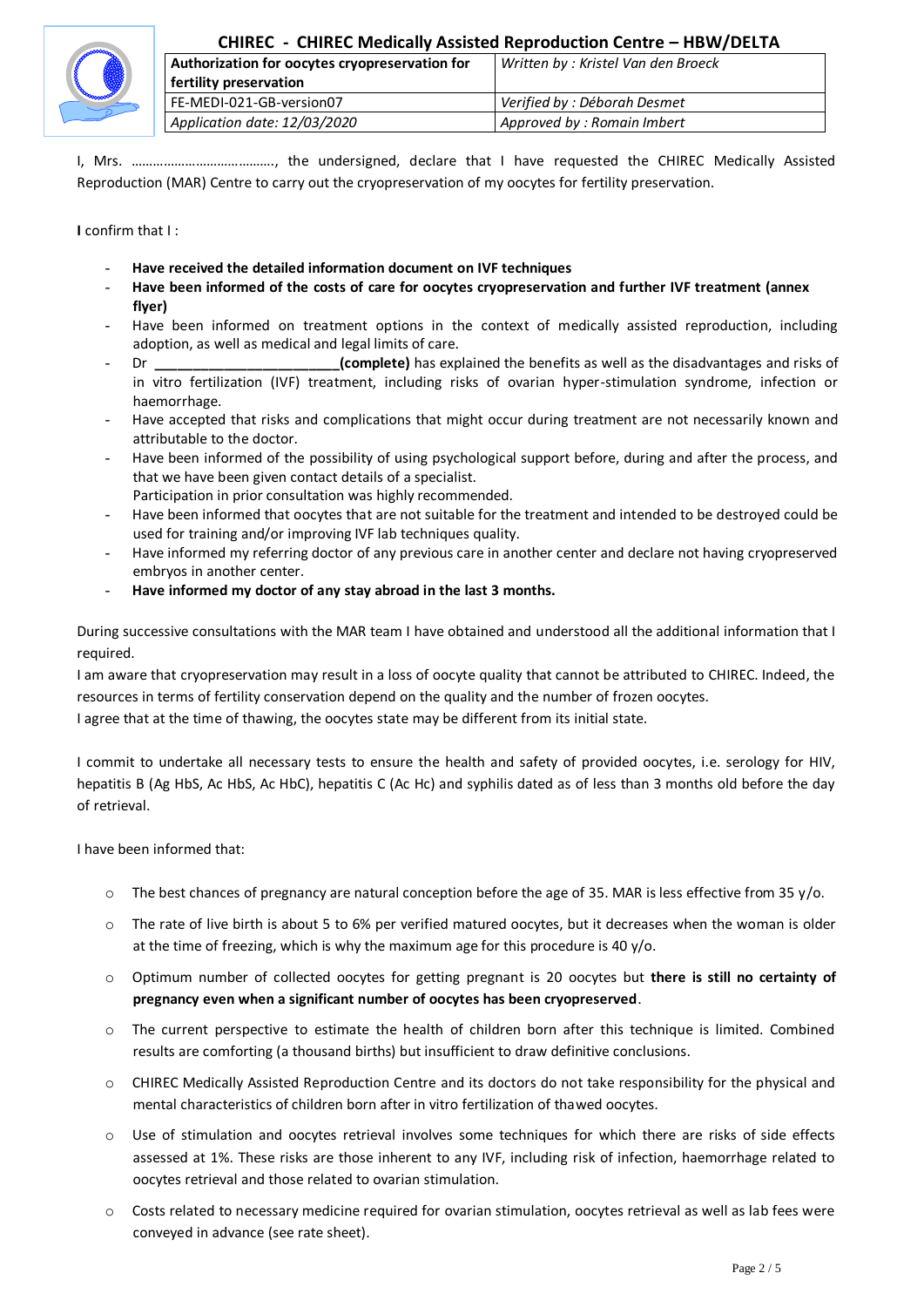| Authorization for oocytes cryopreservation for fertility preservation | *Written by : Kristel Van den Broeck* |
| --- | --- |
| FE-MEDI-021-GB-version07 | *Verified by : Déborah Desmet* |
| *Application date: 12/03/2020* | *Approved by : Romain Imbert* |

I, Mrs. ………………………………., the undersigned, declare that I have requested the CHIREC Medically Assisted Reproduction (MAR) Centre to carry out the cryopreservation of my oocytes for fertility preservation.

**I** confirm that I :

- **Have received the detailed information document on IVF techniques**
- **Have been informed of the costs of care for oocytes cryopreservation and further IVF treatment (annex flyer)**
- Have been informed on treatment options in the context of medically assisted reproduction, including adoption, as well as medical and legal limits of care.
- Dr **\_\_\_\_\_\_\_\_\_\_\_\_\_\_\_\_\_\_\_\_\_\_\_\_(complete)** has explained the benefits as well as the disadvantages and risks of in vitro fertilization (IVF) treatment, including risks of ovarian hyper-stimulation syndrome, infection or haemorrhage.
- Have accepted that risks and complications that might occur during treatment are not necessarily known and attributable to the doctor.
- Have been informed of the possibility of using psychological support before, during and after the process, and that we have been given contact details of a specialist.
  Participation in prior consultation was highly recommended.
- Have been informed that oocytes that are not suitable for the treatment and intended to be destroyed could be used for training and/or improving IVF lab techniques quality.
- Have informed my referring doctor of any previous care in another center and declare not having cryopreserved embryos in another center.
- **Have informed my doctor of any stay abroad in the last 3 months.**

During successive consultations with the MAR team I have obtained and understood all the additional information that I required.
I am aware that cryopreservation may result in a loss of oocyte quality that cannot be attributed to CHIREC. Indeed, the resources in terms of fertility conservation depend on the quality and the number of frozen oocytes.
I agree that at the time of thawing, the oocytes state may be different from its initial state.

I commit to undertake all necessary tests to ensure the health and safety of provided oocytes, i.e. serology for HIV, hepatitis B (Ag HbS, Ac HbS, Ac HbC), hepatitis C (Ac Hc) and syphilis dated as of less than 3 months old before the day of retrieval.

I have been informed that:

- The best chances of pregnancy are natural conception before the age of 35. MAR is less effective from 35 y/o.
- The rate of live birth is about 5 to 6% per verified matured oocytes, but it decreases when the woman is older at the time of freezing, which is why the maximum age for this procedure is 40 y/o.
- Optimum number of collected oocytes for getting pregnant is 20 oocytes but **there is still no certainty of pregnancy even when a significant number of oocytes has been cryopreserved**.
- The current perspective to estimate the health of children born after this technique is limited. Combined results are comforting (a thousand births) but insufficient to draw definitive conclusions.
- CHIREC Medically Assisted Reproduction Centre and its doctors do not take responsibility for the physical and mental characteristics of children born after in vitro fertilization of thawed oocytes.
- Use of stimulation and oocytes retrieval involves some techniques for which there are risks of side effects assessed at 1%. These risks are those inherent to any IVF, including risk of infection, haemorrhage related to oocytes retrieval and those related to ovarian stimulation.
- Costs related to necessary medicine required for ovarian stimulation, oocytes retrieval as well as lab fees were conveyed in advance (see rate sheet).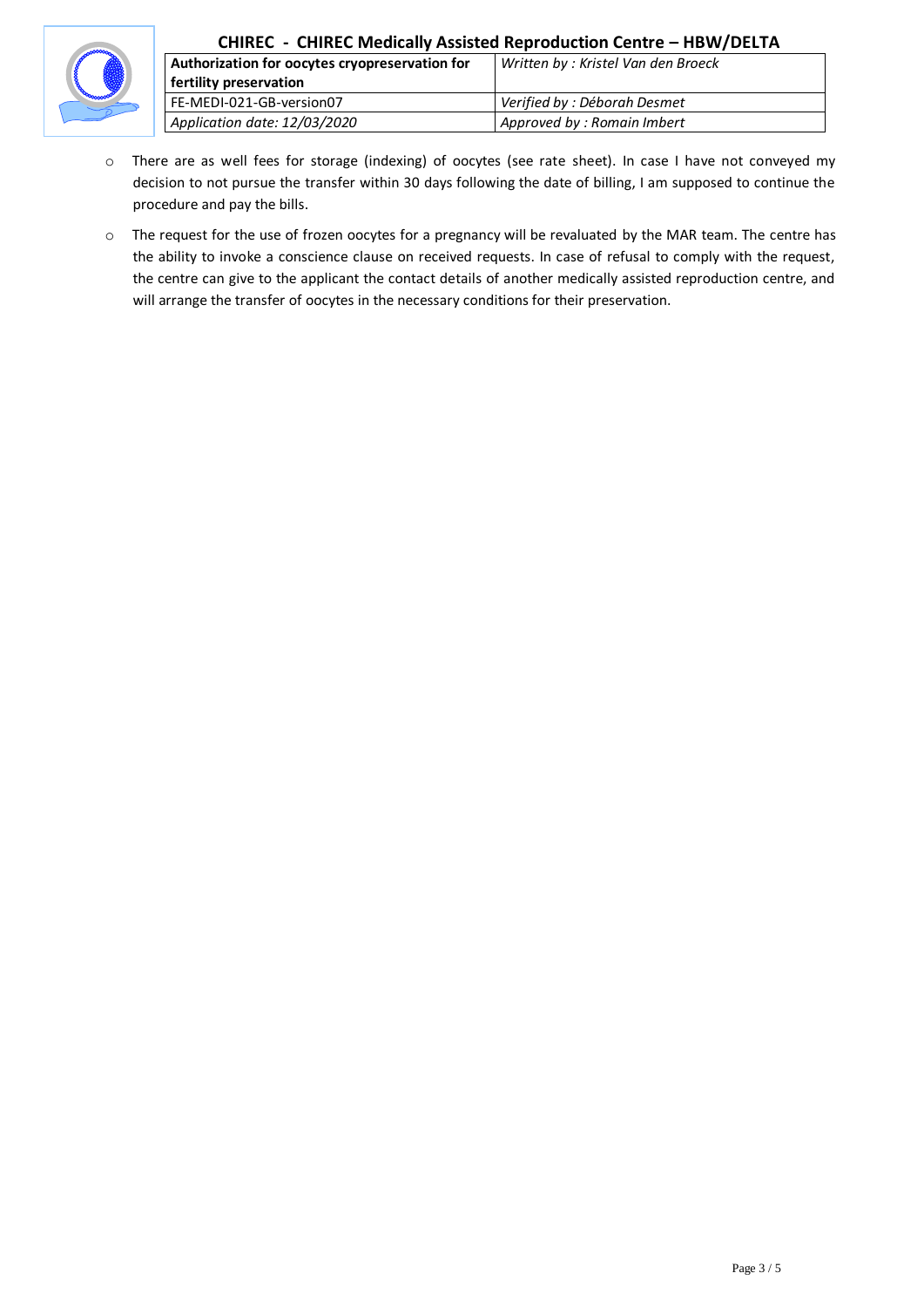- There are as well fees for storage (indexing) of oocytes (see rate sheet). In case I have not conveyed my decision to not pursue the transfer within 30 days following the date of billing, I am supposed to continue the procedure and pay the bills.
- The request for the use of frozen oocytes for a pregnancy will be revaluated by the MAR team. The centre has the ability to invoke a conscience clause on received requests. In case of refusal to comply with the request, the centre can give to the applicant the contact details of another medically assisted reproduction centre, and will arrange the transfer of oocytes in the necessary conditions for their preservation.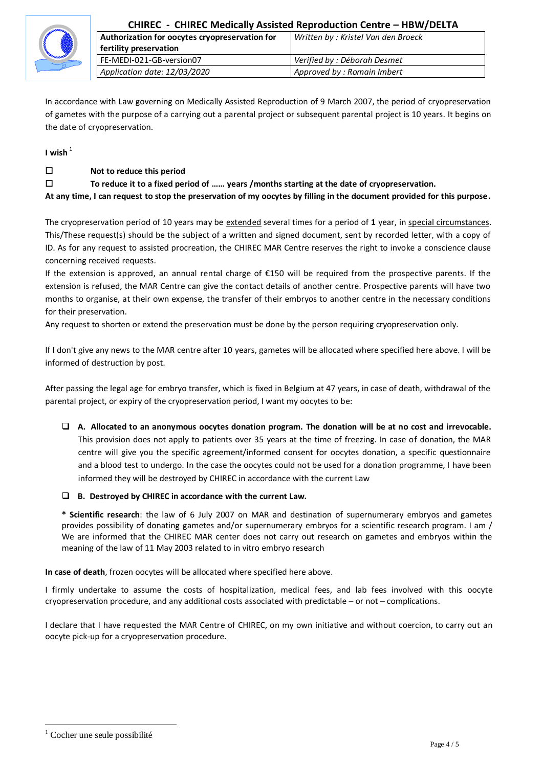| CHIREC - CHIREC Medically Assisted Reproduction Centre – HBW/DELTA | |
|---|---|
| **Authorization for oocytes cryopreservation for fertility preservation** | *Written by : Kristel Van den Broeck* |
| FE-MEDI-021-GB-version07 | *Verified by : Déborah Desmet* |
| *Application date: 12/03/2020* | *Approved by : Romain Imbert* |

In accordance with Law governing on Medically Assisted Reproduction of 9 March 2007, the period of cryopreservation of gametes with the purpose of a carrying out a parental project or subsequent parental project is 10 years. It begins on the date of cryopreservation.

**I wish** [1]

☐ **Not to reduce this period**

☐ **To reduce it to a fixed period of …… years /months starting at the date of cryopreservation.**

**At any time, I can request to stop the preservation of my oocytes by filling in the document provided for this purpose.**

The cryopreservation period of 10 years may be extended several times for a period of **1** year, in special circumstances. This/These request(s) should be the subject of a written and signed document, sent by recorded letter, with a copy of ID. As for any request to assisted procreation, the CHIREC MAR Centre reserves the right to invoke a conscience clause concerning received requests.

If the extension is approved, an annual rental charge of €150 will be required from the prospective parents. If the extension is refused, the MAR Centre can give the contact details of another centre. Prospective parents will have two months to organise, at their own expense, the transfer of their embryos to another centre in the necessary conditions for their preservation.

Any request to shorten or extend the preservation must be done by the person requiring cryopreservation only.

If I don't give any news to the MAR centre after 10 years, gametes will be allocated where specified here above. I will be informed of destruction by post.

After passing the legal age for embryo transfer, which is fixed in Belgium at 47 years, in case of death, withdrawal of the parental project, or expiry of the cryopreservation period, I want my oocytes to be:

- ☐ **A. Allocated to an anonymous oocytes donation program. The donation will be at no cost and irrevocable.** This provision does not apply to patients over 35 years at the time of freezing. In case of donation, the MAR centre will give you the specific agreement/informed consent for oocytes donation, a specific questionnaire and a blood test to undergo. In the case the oocytes could not be used for a donation programme, I have been informed they will be destroyed by CHIREC in accordance with the current Law

- ☐ **B. Destroyed by CHIREC in accordance with the current Law.**

**\* Scientific research**: the law of 6 July 2007 on MAR and destination of supernumerary embryos and gametes provides possibility of donating gametes and/or supernumerary embryos for a scientific research program. I am / We are informed that the CHIREC MAR center does not carry out research on gametes and embryos within the meaning of the law of 11 May 2003 related to in vitro embryo research

**In case of death**, frozen oocytes will be allocated where specified here above.

I firmly undertake to assume the costs of hospitalization, medical fees, and lab fees involved with this oocyte cryopreservation procedure, and any additional costs associated with predictable – or not – complications.

I declare that I have requested the MAR Centre of CHIREC, on my own initiative and without coercion, to carry out an oocyte pick-up for a cryopreservation procedure.

[1] Cocher une seule possibilité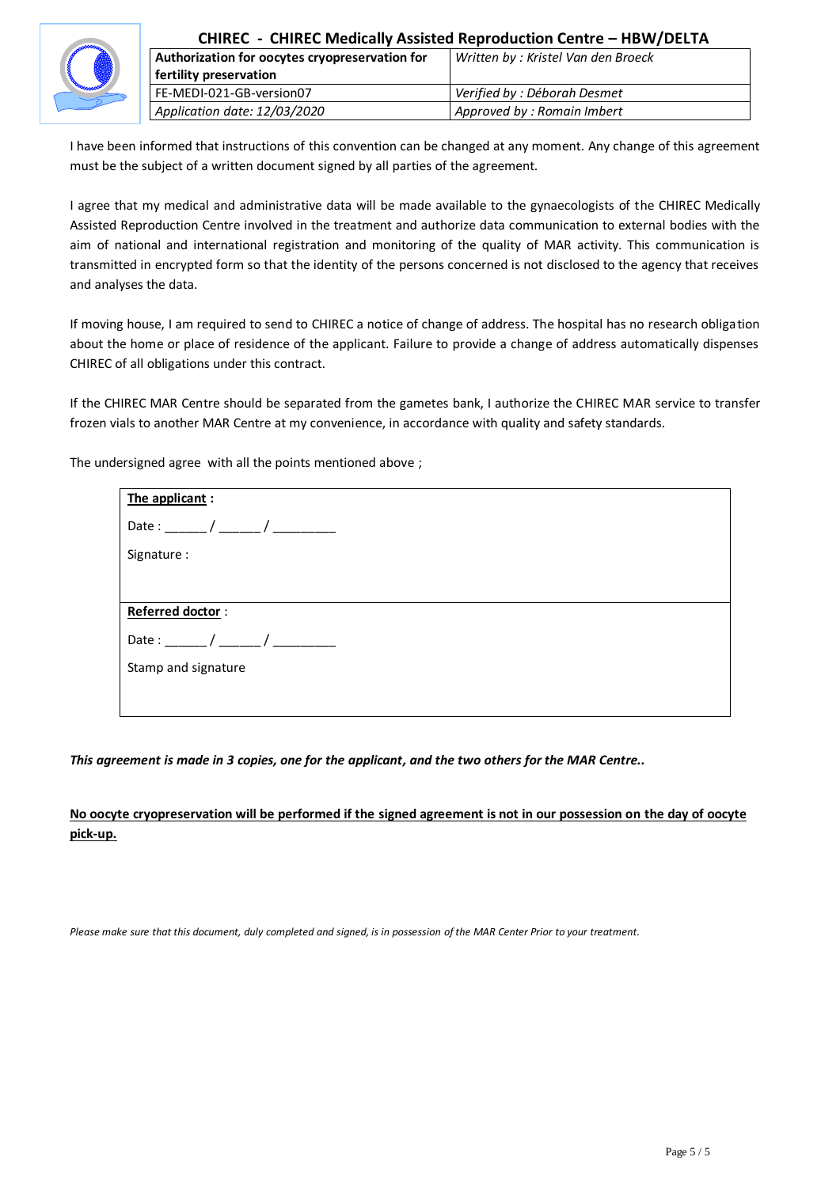I have been informed that instructions of this convention can be changed at any moment. Any change of this agreement must be the subject of a written document signed by all parties of the agreement.

I agree that my medical and administrative data will be made available to the gynaecologists of the CHIREC Medically Assisted Reproduction Centre involved in the treatment and authorize data communication to external bodies with the aim of national and international registration and monitoring of the quality of MAR activity. This communication is transmitted in encrypted form so that the identity of the persons concerned is not disclosed to the agency that receives and analyses the data.

If moving house, I am required to send to CHIREC a notice of change of address. The hospital has no research obligation about the home or place of residence of the applicant. Failure to provide a change of address automatically dispenses CHIREC of all obligations under this contract.

If the CHIREC MAR Centre should be separated from the gametes bank, I authorize the CHIREC MAR service to transfer frozen vials to another MAR Centre at my convenience, in accordance with quality and safety standards.

The undersigned agree with all the points mentioned above ;

| |
|---|
| **The applicant** :<br><br>Date : ______ / ______ / _________<br><br>Signature : |
| **Referred doctor** :<br><br>Date : ______ / ______ / _________<br><br>Stamp and signature |

***This agreement is made in 3 copies, one for the applicant, and the two others for the MAR Centre..***

**No oocyte cryopreservation will be performed if the signed agreement is not in our possession on the day of oocyte pick-up.**

*Please make sure that this document, duly completed and signed, is in possession of the MAR Center Prior to your treatment.*